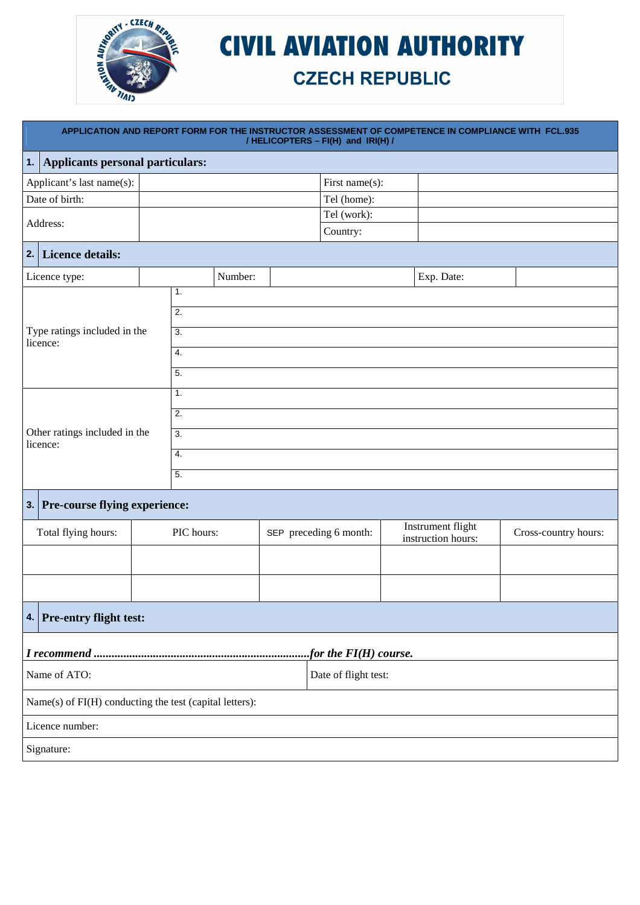# CIVIL AVIATION AUTHORITY

## CZECH REPUBLIC

**APPLICATION AND REPORT FORM FOR THE INSTRUCTOR ASSESSMENT OF COMPETENCE IN COMPLIANCE WITH FCL.935 / HELICOPTERS – FI(H) and IRI(H) /**

### 1. Applicants personal particulars:

| | | | |
|---|---|---|---|
| Applicant's last name(s): | | First name(s): | |
| Date of birth: | | Tel (home): | |
| Address: | | Tel (work): | |
| | | Country: | |

### 2. Licence details:

| | | | | | |
|---|---|---|---|---|---|
| Licence type: | | Number: | | Exp. Date: | |

| | |
|---|---|
| Type ratings included in the licence: | 1. |
| | 2. |
| | 3. |
| | 4. |
| | 5. |
| Other ratings included in the licence: | 1. |
| | 2. |
| | 3. |
| | 4. |
| | 5. |

### 3. Pre-course flying experience:

| Total flying hours: | PIC hours: | SEP preceding 6 month: | Instrument flight instruction hours: | Cross-country hours: |
|---|---|---|---|---|
| | | | | |
| | | | | |

### 4. Pre-entry flight test:

***I recommend ........................................................................for the FI(H) course.***

| | |
|---|---|
| Name of ATO: | Date of flight test: |

Name(s) of FI(H) conducting the test (capital letters):

Licence number:

Signature: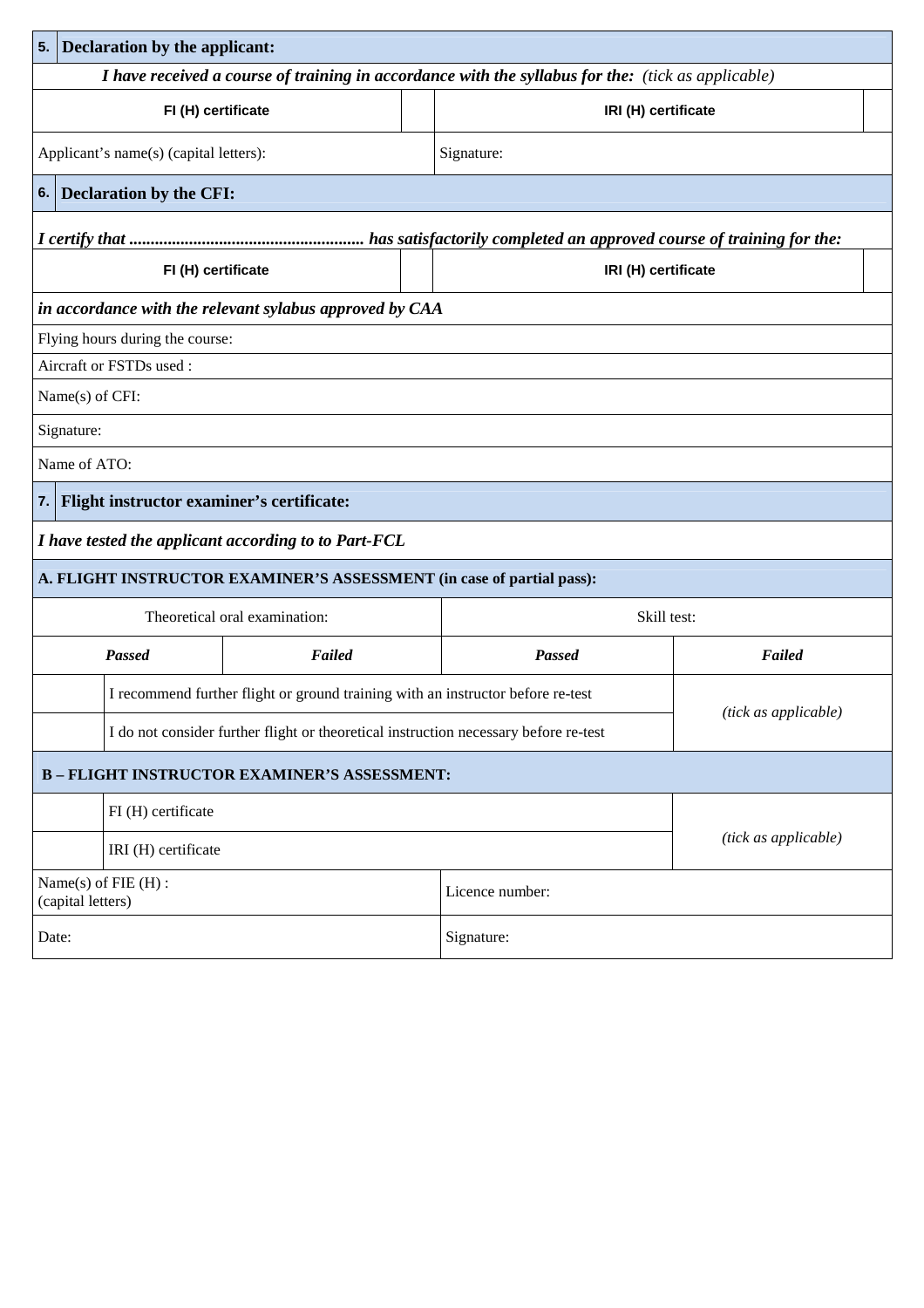| 5. | **Declaration by the applicant:** | | |
|---|---|---|---|
| ***I have received a course of training in accordance with the syllabus for the:*** *(tick as applicable)* | | | |
| **FI (H) certificate** | | **IRI (H) certificate** | |
| Applicant's name(s) (capital letters): | | Signature: | |

| 6. | **Declaration by the CFI:** | | |
|---|---|---|---|
| ***I certify that ....................................................... has satisfactorily completed an approved course of training for the:*** | | | |
| **FI (H) certificate** | | **IRI (H) certificate** | |
| ***in accordance with the relevant sylabus approved by CAA*** | | | |
| Flying hours during the course: | | | |
| Aircraft or FSTDs used : | | | |
| Name(s) of CFI: | | | |
| Signature: | | | |
| Name of ATO: | | | |

| 7. | **Flight instructor examiner's certificate:** | | |
|---|---|---|---|
| ***I have tested the applicant according to to Part-FCL*** | | | |
| **A. FLIGHT INSTRUCTOR EXAMINER'S ASSESSMENT (in case of partial pass):** | | | |
| Theoretical oral examination: | | Skill test: | |
| ***Passed*** | ***Failed*** | ***Passed*** | ***Failed*** |
| | I recommend further flight or ground training with an instructor before re-test | | *(tick as applicable)* |
| | I do not consider further flight or theoretical instruction necessary before re-test | | |
| **B – FLIGHT INSTRUCTOR EXAMINER'S ASSESSMENT:** | | | |
| | FI (H) certificate | | *(tick as applicable)* |
| | IRI (H) certificate | | |
| Name(s) of FIE (H) :<br>(capital letters) | | Licence number: | |
| Date: | | Signature: | |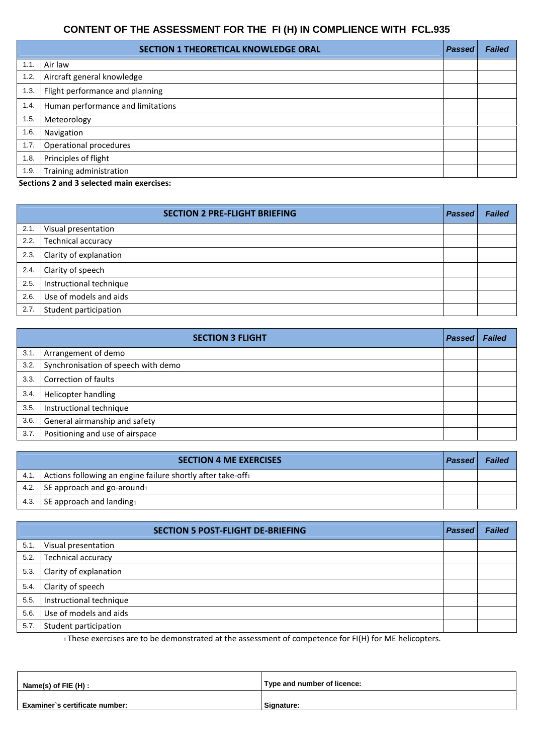## CONTENT OF THE ASSESSMENT FOR THE FI (H) IN COMPLIENCE WITH FCL.935

| | SECTION 1 THEORETICAL KNOWLEDGE ORAL | *Passed* | *Failed* |
|---|---|---|---|
| 1.1. | Air law | | |
| 1.2. | Aircraft general knowledge | | |
| 1.3. | Flight performance and planning | | |
| 1.4. | Human performance and limitations | | |
| 1.5. | Meteorology | | |
| 1.6. | Navigation | | |
| 1.7. | Operational procedures | | |
| 1.8. | Principles of flight | | |
| 1.9. | Training administration | | |

**Sections 2 and 3 selected main exercises:**

| | SECTION 2 PRE-FLIGHT BRIEFING | *Passed* | *Failed* |
|---|---|---|---|
| 2.1. | Visual presentation | | |
| 2.2. | Technical accuracy | | |
| 2.3. | Clarity of explanation | | |
| 2.4. | Clarity of speech | | |
| 2.5. | Instructional technique | | |
| 2.6. | Use of models and aids | | |
| 2.7. | Student participation | | |

| | SECTION 3 FLIGHT | *Passed* | *Failed* |
|---|---|---|---|
| 3.1. | Arrangement of demo | | |
| 3.2. | Synchronisation of speech with demo | | |
| 3.3. | Correction of faults | | |
| 3.4. | Helicopter handling | | |
| 3.5. | Instructional technique | | |
| 3.6. | General airmanship and safety | | |
| 3.7. | Positioning and use of airspace | | |

| | SECTION 4 ME EXERCISES | *Passed* | *Failed* |
|---|---|---|---|
| 4.1. | Actions following an engine failure shortly after take-off[1] | | |
| 4.2. | SE approach and go-around[1] | | |
| 4.3. | SE approach and landing[1] | | |

| | SECTION 5 POST-FLIGHT DE-BRIEFING | *Passed* | *Failed* |
|---|---|---|---|
| 5.1. | Visual presentation | | |
| 5.2. | Technical accuracy | | |
| 5.3. | Clarity of explanation | | |
| 5.4. | Clarity of speech | | |
| 5.5. | Instructional technique | | |
| 5.6. | Use of models and aids | | |
| 5.7. | Student participation | | |

[1] These exercises are to be demonstrated at the assessment of competence for FI(H) for ME helicopters.

| | |
|---|---|
| **Name(s) of FIE (H) :** | **Type and number of licence:** |
| **Examiner`s certificate number:** | **Signature:** |